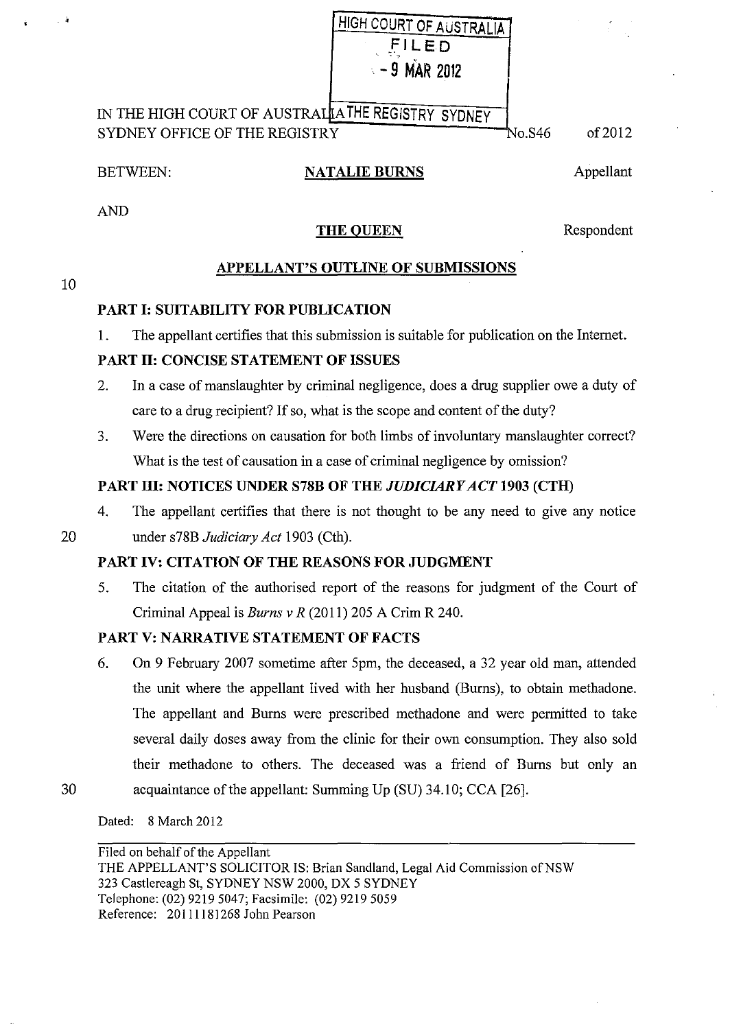HIGH COURT OF AUSTRALIA
FILED
- 9 MAR 2012
THE REGISTRY SYDNEY

IN THE HIGH COURT OF AUSTRALIA
SYDNEY OFFICE OF THE REGISTRY No.S46 of 2012

BETWEEN: **NATALIE BURNS** Appellant

AND

**THE QUEEN** Respondent

## APPELLANT'S OUTLINE OF SUBMISSIONS

### PART I: SUITABILITY FOR PUBLICATION

1. The appellant certifies that this submission is suitable for publication on the Internet.

### PART II: CONCISE STATEMENT OF ISSUES

2. In a case of manslaughter by criminal negligence, does a drug supplier owe a duty of care to a drug recipient? If so, what is the scope and content of the duty?

3. Were the directions on causation for both limbs of involuntary manslaughter correct? What is the test of causation in a case of criminal negligence by omission?

### PART III: NOTICES UNDER S78B OF THE *JUDICIARY ACT* 1903 (CTH)

4. The appellant certifies that there is not thought to be any need to give any notice under s78B *Judiciary Act* 1903 (Cth).

### PART IV: CITATION OF THE REASONS FOR JUDGMENT

5. The citation of the authorised report of the reasons for judgment of the Court of Criminal Appeal is *Burns v R* (2011) 205 A Crim R 240.

### PART V: NARRATIVE STATEMENT OF FACTS

6. On 9 February 2007 sometime after 5pm, the deceased, a 32 year old man, attended the unit where the appellant lived with her husband (Burns), to obtain methadone. The appellant and Burns were prescribed methadone and were permitted to take several daily doses away from the clinic for their own consumption. They also sold their methadone to others. The deceased was a friend of Burns but only an acquaintance of the appellant: Summing Up (SU) 34.10; CCA [26].

Dated: 8 March 2012

Filed on behalf of the Appellant
THE APPELLANT'S SOLICITOR IS: Brian Sandland, Legal Aid Commission of NSW
323 Castlereagh St, SYDNEY NSW 2000, DX 5 SYDNEY
Telephone: (02) 9219 5047; Facsimile: (02) 9219 5059
Reference: 20111181268 John Pearson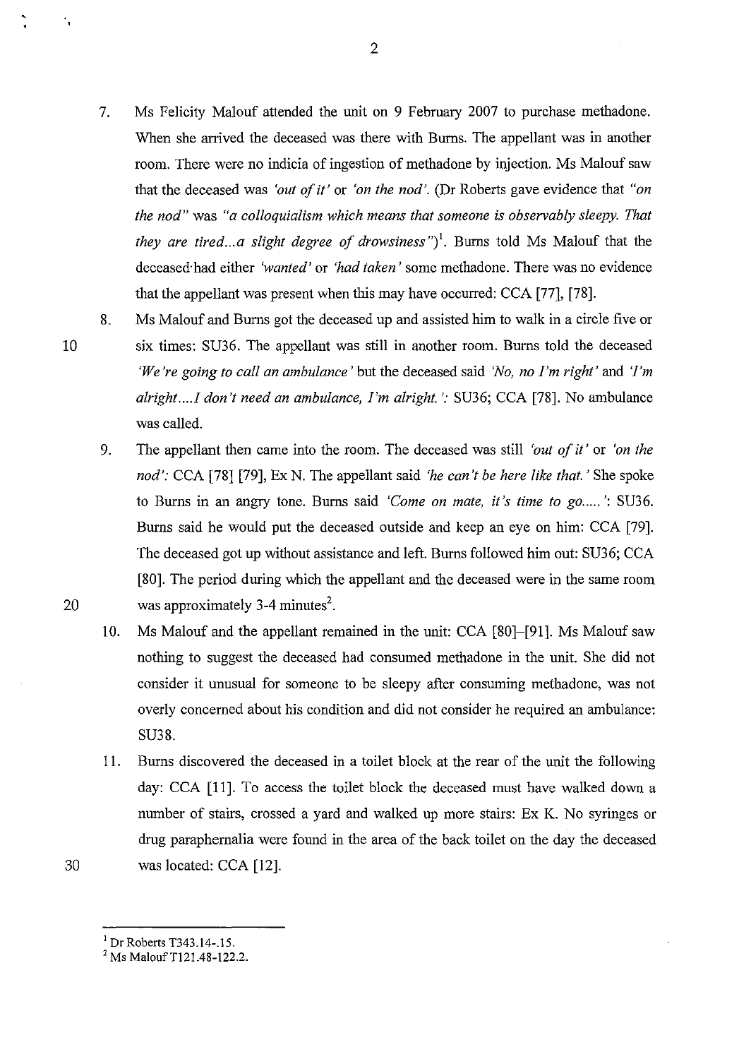7. Ms Felicity Malouf attended the unit on 9 February 2007 to purchase methadone. When she arrived the deceased was there with Burns. The appellant was in another room. There were no indicia of ingestion of methadone by injection. Ms Malouf saw that the deceased was *'out of it'* or *'on the nod'*. (Dr Roberts gave evidence that *"on the nod"* was *"a colloquialism which means that someone is observably sleepy. That they are tired...a slight degree of drowsiness"*)[1]. Burns told Ms Malouf that the deceased had either *'wanted'* or *'had taken'* some methadone. There was no evidence that the appellant was present when this may have occurred: CCA [77], [78].

8. Ms Malouf and Burns got the deceased up and assisted him to walk in a circle five or six times: SU36. The appellant was still in another room. Burns told the deceased *'We're going to call an ambulance'* but the deceased said *'No, no I'm right'* and *'I'm alright....I don't need an ambulance, I'm alright.'*: SU36; CCA [78]. No ambulance was called.

9. The appellant then came into the room. The deceased was still *'out of it'* or *'on the nod'*: CCA [78] [79], Ex N. The appellant said *'he can't be here like that.'* She spoke to Burns in an angry tone. Burns said *'Come on mate, it's time to go.....'*: SU36. Burns said he would put the deceased outside and keep an eye on him: CCA [79]. The deceased got up without assistance and left. Burns followed him out: SU36; CCA [80]. The period during which the appellant and the deceased were in the same room was approximately 3-4 minutes[2].

10. Ms Malouf and the appellant remained in the unit: CCA [80]–[91]. Ms Malouf saw nothing to suggest the deceased had consumed methadone in the unit. She did not consider it unusual for someone to be sleepy after consuming methadone, was not overly concerned about his condition and did not consider he required an ambulance: SU38.

11. Burns discovered the deceased in a toilet block at the rear of the unit the following day: CCA [11]. To access the toilet block the deceased must have walked down a number of stairs, crossed a yard and walked up more stairs: Ex K. No syringes or drug paraphernalia were found in the area of the back toilet on the day the deceased was located: CCA [12].

---

[1] Dr Roberts T343.14-.15.

[2] Ms Malouf T121.48-122.2.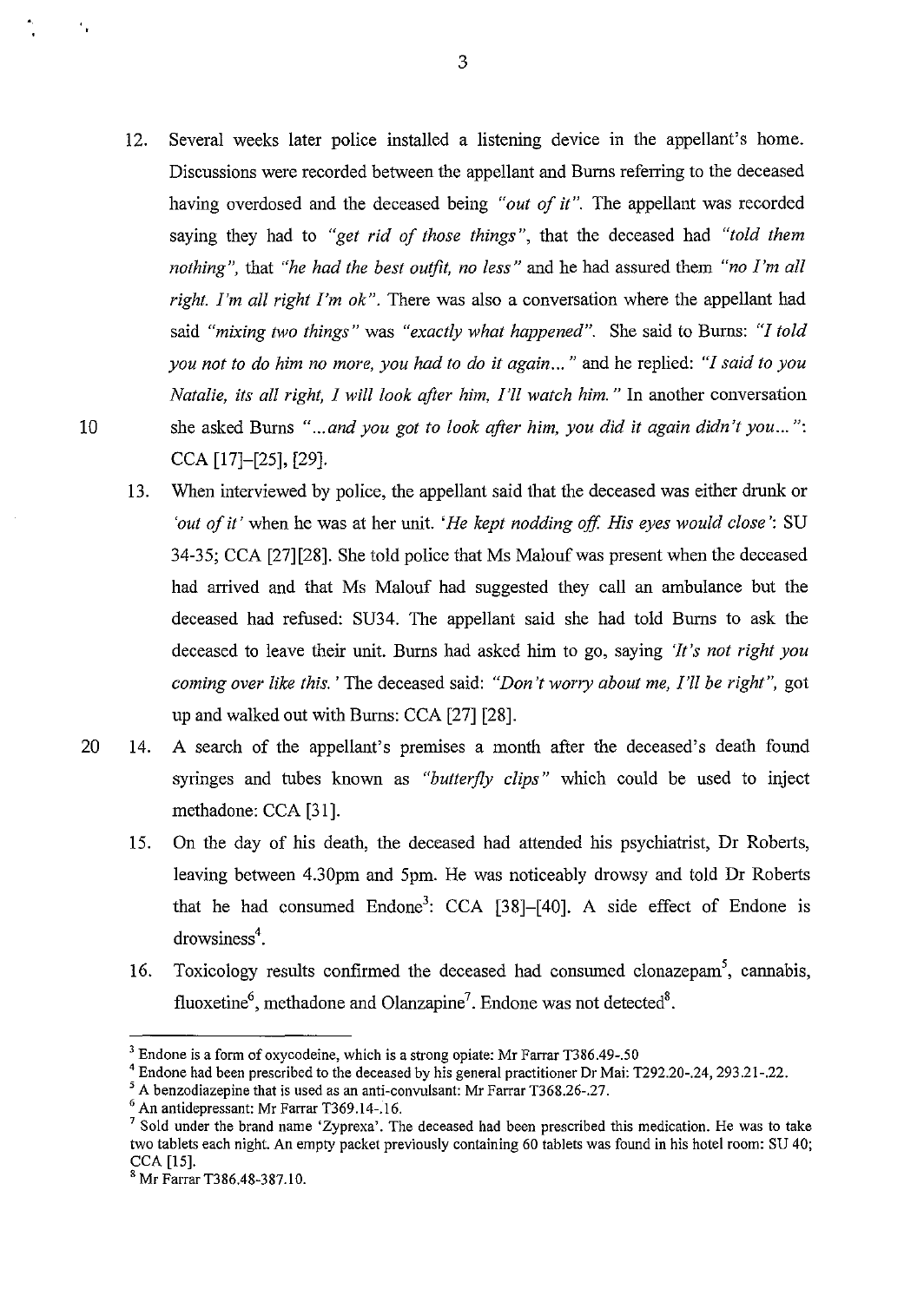12. Several weeks later police installed a listening device in the appellant's home. Discussions were recorded between the appellant and Burns referring to the deceased having overdosed and the deceased being *"out of it"*. The appellant was recorded saying they had to *"get rid of those things"*, that the deceased had *"told them nothing"*, that *"he had the best outfit, no less"* and he had assured them *"no I'm all right. I'm all right I'm ok"*. There was also a conversation where the appellant had said *"mixing two things"* was *"exactly what happened"*. She said to Burns: *"I told you not to do him no more, you had to do it again..."* and he replied: *"I said to you Natalie, its all right, I will look after him, I'll watch him."* In another conversation she asked Burns *"...and you got to look after him, you did it again didn't you..."*: CCA [17]–[25], [29].

13. When interviewed by police, the appellant said that the deceased was either drunk or *'out of it'* when he was at her unit. *'He kept nodding off. His eyes would close'*: SU 34-35; CCA [27][28]. She told police that Ms Malouf was present when the deceased had arrived and that Ms Malouf had suggested they call an ambulance but the deceased had refused: SU34. The appellant said she had told Burns to ask the deceased to leave their unit. Burns had asked him to go, saying *'It's not right you coming over like this.'* The deceased said: *"Don't worry about me, I'll be right"*, got up and walked out with Burns: CCA [27] [28].

14. A search of the appellant's premises a month after the deceased's death found syringes and tubes known as *"butterfly clips"* which could be used to inject methadone: CCA [31].

15. On the day of his death, the deceased had attended his psychiatrist, Dr Roberts, leaving between 4.30pm and 5pm. He was noticeably drowsy and told Dr Roberts that he had consumed Endone[3]: CCA [38]–[40]. A side effect of Endone is drowsiness[4].

16. Toxicology results confirmed the deceased had consumed clonazepam[5], cannabis, fluoxetine[6], methadone and Olanzapine[7]. Endone was not detected[8].

---

[3] Endone is a form of oxycodeine, which is a strong opiate: Mr Farrar T386.49-.50

[4] Endone had been prescribed to the deceased by his general practitioner Dr Mai: T292.20-.24, 293.21-.22.

[5] A benzodiazepine that is used as an anti-convulsant: Mr Farrar T368.26-.27.

[6] An antidepressant: Mr Farrar T369.14-.16.

[7] Sold under the brand name 'Zyprexa'. The deceased had been prescribed this medication. He was to take two tablets each night. An empty packet previously containing 60 tablets was found in his hotel room: SU 40; CCA [15].

[8] Mr Farrar T386.48-387.10.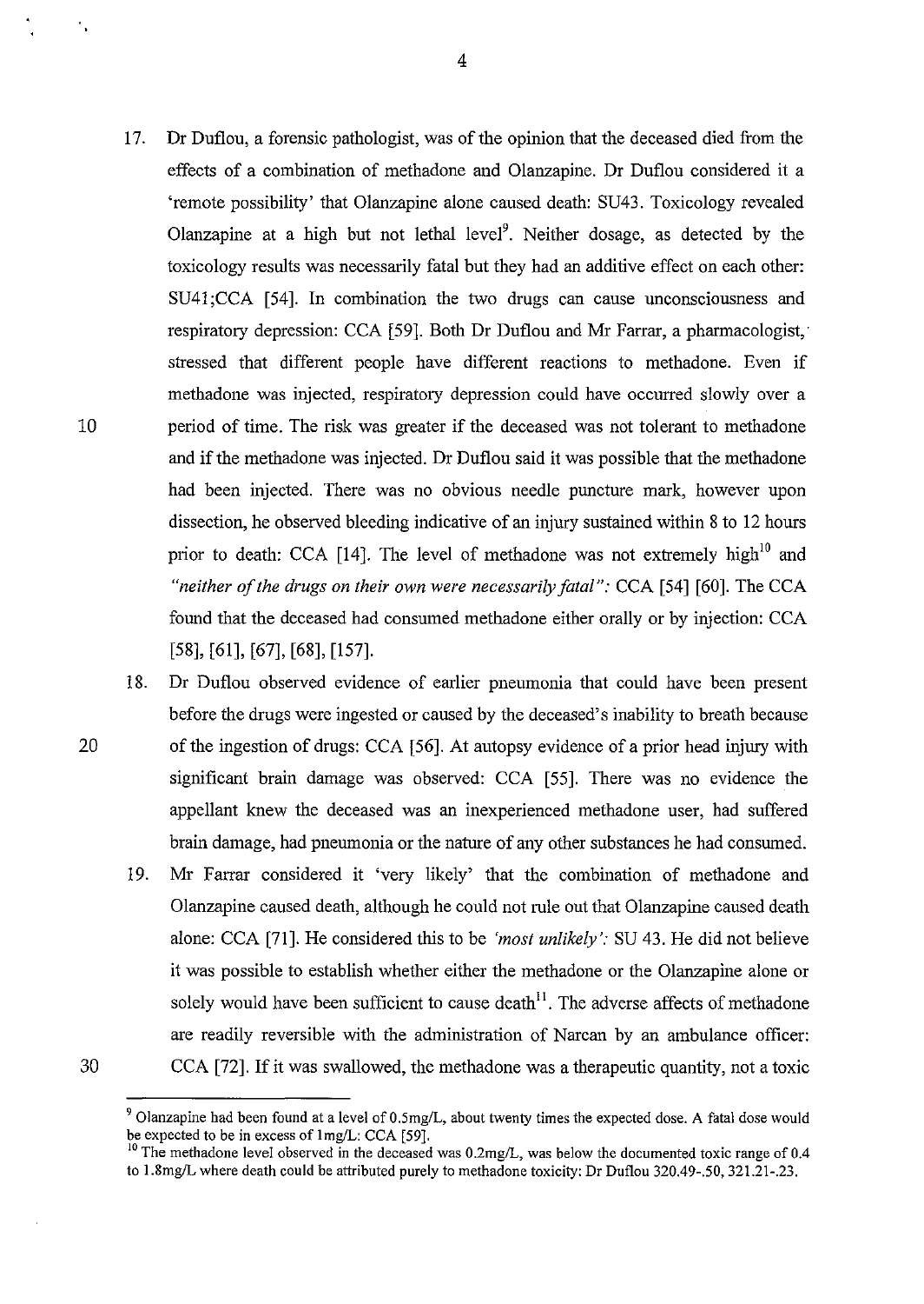17. Dr Duflou, a forensic pathologist, was of the opinion that the deceased died from the effects of a combination of methadone and Olanzapine. Dr Duflou considered it a 'remote possibility' that Olanzapine alone caused death: SU43. Toxicology revealed Olanzapine at a high but not lethal level[9]. Neither dosage, as detected by the toxicology results was necessarily fatal but they had an additive effect on each other: SU41;CCA [54]. In combination the two drugs can cause unconsciousness and respiratory depression: CCA [59]. Both Dr Duflou and Mr Farrar, a pharmacologist, stressed that different people have different reactions to methadone. Even if methadone was injected, respiratory depression could have occurred slowly over a period of time. The risk was greater if the deceased was not tolerant to methadone and if the methadone was injected. Dr Duflou said it was possible that the methadone had been injected. There was no obvious needle puncture mark, however upon dissection, he observed bleeding indicative of an injury sustained within 8 to 12 hours prior to death: CCA [14]. The level of methadone was not extremely high[10] and *"neither of the drugs on their own were necessarily fatal":* CCA [54] [60]. The CCA found that the deceased had consumed methadone either orally or by injection: CCA [58], [61], [67], [68], [157].

18. Dr Duflou observed evidence of earlier pneumonia that could have been present before the drugs were ingested or caused by the deceased's inability to breath because of the ingestion of drugs: CCA [56]. At autopsy evidence of a prior head injury with significant brain damage was observed: CCA [55]. There was no evidence the appellant knew the deceased was an inexperienced methadone user, had suffered brain damage, had pneumonia or the nature of any other substances he had consumed.

19. Mr Farrar considered it 'very likely' that the combination of methadone and Olanzapine caused death, although he could not rule out that Olanzapine caused death alone: CCA [71]. He considered this to be *'most unlikely':* SU 43. He did not believe it was possible to establish whether either the methadone or the Olanzapine alone or solely would have been sufficient to cause death[11]. The adverse affects of methadone are readily reversible with the administration of Narcan by an ambulance officer: CCA [72]. If it was swallowed, the methadone was a therapeutic quantity, not a toxic

---

[9] Olanzapine had been found at a level of 0.5mg/L, about twenty times the expected dose. A fatal dose would be expected to be in excess of 1mg/L: CCA [59].

[10] The methadone level observed in the deceased was 0.2mg/L, was below the documented toxic range of 0.4 to 1.8mg/L where death could be attributed purely to methadone toxicity: Dr Duflou 320.49-.50, 321.21-.23.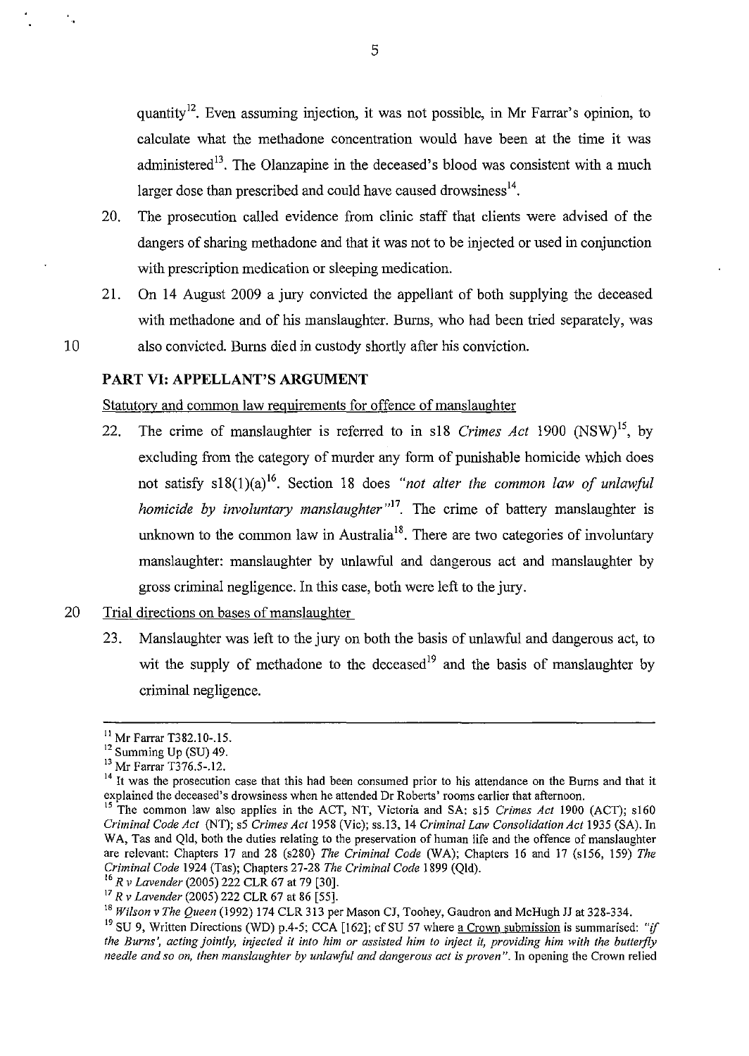quantity[12]. Even assuming injection, it was not possible, in Mr Farrar's opinion, to calculate what the methadone concentration would have been at the time it was administered[13]. The Olanzapine in the deceased's blood was consistent with a much larger dose than prescribed and could have caused drowsiness[14].

20. The prosecution called evidence from clinic staff that clients were advised of the dangers of sharing methadone and that it was not to be injected or used in conjunction with prescription medication or sleeping medication.

21. On 14 August 2009 a jury convicted the appellant of both supplying the deceased with methadone and of his manslaughter. Burns, who had been tried separately, was also convicted. Burns died in custody shortly after his conviction.

## PART VI: APPELLANT'S ARGUMENT

Statutory and common law requirements for offence of manslaughter

22. The crime of manslaughter is referred to in s18 *Crimes Act* 1900 (NSW)[15], by excluding from the category of murder any form of punishable homicide which does not satisfy s18(1)(a)[16]. Section 18 does *"not alter the common law of unlawful homicide by involuntary manslaughter"*[17]. The crime of battery manslaughter is unknown to the common law in Australia[18]. There are two categories of involuntary manslaughter: manslaughter by unlawful and dangerous act and manslaughter by gross criminal negligence. In this case, both were left to the jury.

Trial directions on bases of manslaughter

23. Manslaughter was left to the jury on both the basis of unlawful and dangerous act, to wit the supply of methadone to the deceased[19] and the basis of manslaughter by criminal negligence.

---

[11] Mr Farrar T382.10-.15.

[12] Summing Up (SU) 49.

[13] Mr Farrar T376.5-.12.

[14] It was the prosecution case that this had been consumed prior to his attendance on the Burns and that it explained the deceased's drowsiness when he attended Dr Roberts' rooms earlier that afternoon.

[15] The common law also applies in the ACT, NT, Victoria and SA: s15 *Crimes Act* 1900 (ACT); s160 *Criminal Code Act* (NT); s5 *Crimes Act* 1958 (Vic); ss.13, 14 *Criminal Law Consolidation Act* 1935 (SA). In WA, Tas and Qld, both the duties relating to the preservation of human life and the offence of manslaughter are relevant: Chapters 17 and 28 (s280) *The Criminal Code* (WA); Chapters 16 and 17 (s156, 159) *The Criminal Code* 1924 (Tas); Chapters 27-28 *The Criminal Code* 1899 (Qld).

[16] *R v Lavender* (2005) 222 CLR 67 at 79 [30].

[17] *R v Lavender* (2005) 222 CLR 67 at 86 [55].

[18] *Wilson v The Queen* (1992) 174 CLR 313 per Mason CJ, Toohey, Gaudron and McHugh JJ at 328-334.

[19] SU 9, Written Directions (WD) p.4-5; CCA [162]; cf SU 57 where a Crown submission is summarised: *"if the Burns', acting jointly, injected it into him or assisted him to inject it, providing him with the butterfly needle and so on, then manslaughter by unlawful and dangerous act is proven"*. In opening the Crown relied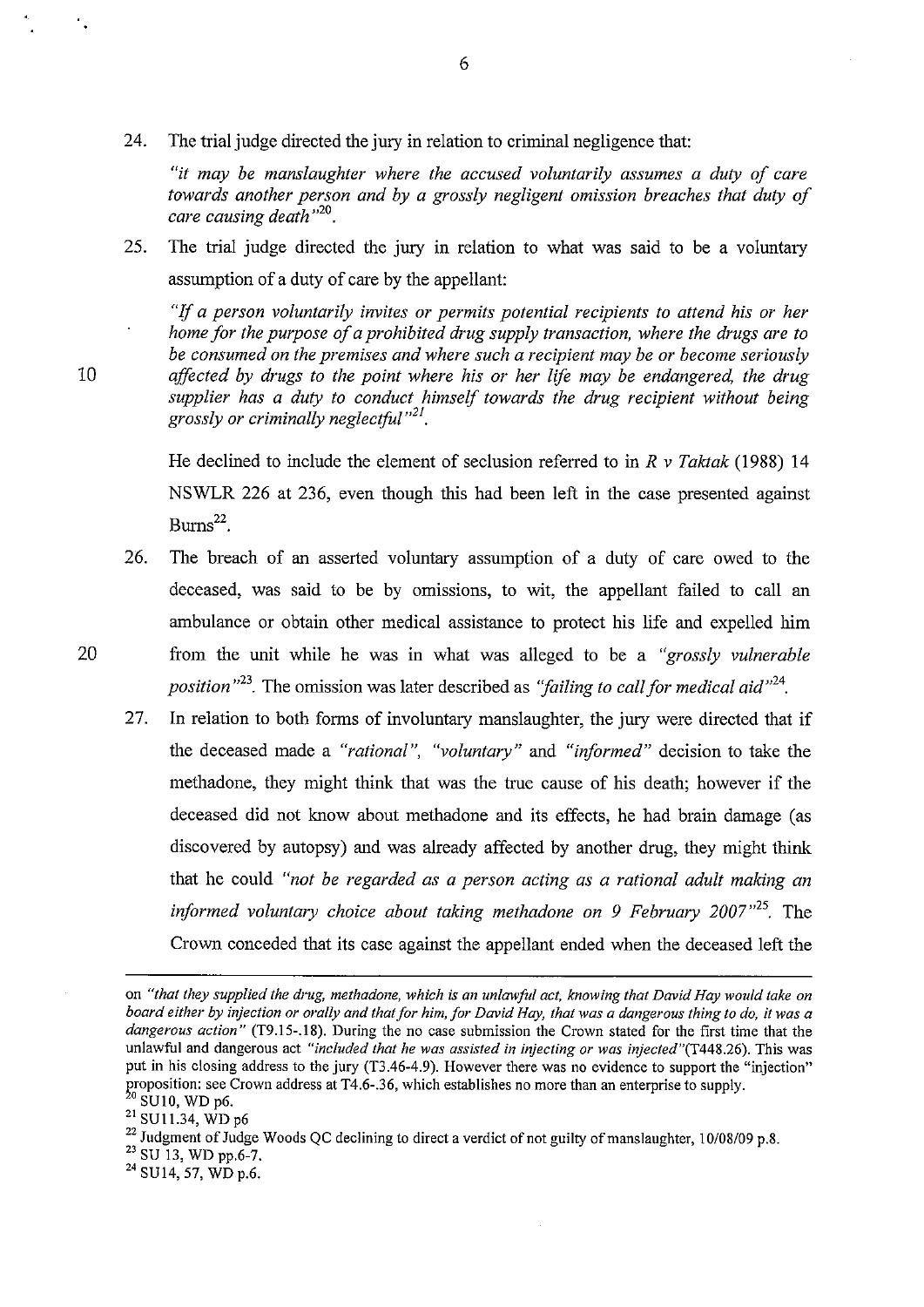24. The trial judge directed the jury in relation to criminal negligence that:

 *"it may be manslaughter where the accused voluntarily assumes a duty of care towards another person and by a grossly negligent omission breaches that duty of care causing death"*[20].

25. The trial judge directed the jury in relation to what was said to be a voluntary assumption of a duty of care by the appellant:

 *"If a person voluntarily invites or permits potential recipients to attend his or her home for the purpose of a prohibited drug supply transaction, where the drugs are to be consumed on the premises and where such a recipient may be or become seriously affected by drugs to the point where his or her life may be endangered, the drug supplier has a duty to conduct himself towards the drug recipient without being grossly or criminally neglectful"*[21].

 He declined to include the element of seclusion referred to in *R v Taktak* (1988) 14 NSWLR 226 at 236, even though this had been left in the case presented against Burns[22].

26. The breach of an asserted voluntary assumption of a duty of care owed to the deceased, was said to be by omissions, to wit, the appellant failed to call an ambulance or obtain other medical assistance to protect his life and expelled him from the unit while he was in what was alleged to be a *"grossly vulnerable position"*[23]. The omission was later described as *"failing to call for medical aid"*[24].

27. In relation to both forms of involuntary manslaughter, the jury were directed that if the deceased made a *"rational"*, *"voluntary"* and *"informed"* decision to take the methadone, they might think that was the true cause of his death; however if the deceased did not know about methadone and its effects, he had brain damage (as discovered by autopsy) and was already affected by another drug, they might think that he could *"not be regarded as a person acting as a rational adult making an informed voluntary choice about taking methadone on 9 February 2007"*[25]. The Crown conceded that its case against the appellant ended when the deceased left the

---

on *"that they supplied the drug, methadone, which is an unlawful act, knowing that David Hay would take on board either by injection or orally and that for him, for David Hay, that was a dangerous thing to do, it was a dangerous action"* (T9.15-.18). During the no case submission the Crown stated for the first time that the unlawful and dangerous act *"included that he was assisted in injecting or was injected"*(T448.26). This was put in his closing address to the jury (T3.46-4.9). However there was no evidence to support the "injection" proposition: see Crown address at T4.6-.36, which establishes no more than an enterprise to supply.

[20] SU10, WD p6.

[21] SU11.34, WD p6

[22] Judgment of Judge Woods QC declining to direct a verdict of not guilty of manslaughter, 10/08/09 p.8.

[23] SU 13, WD pp.6-7.

[24] SU14, 57, WD p.6.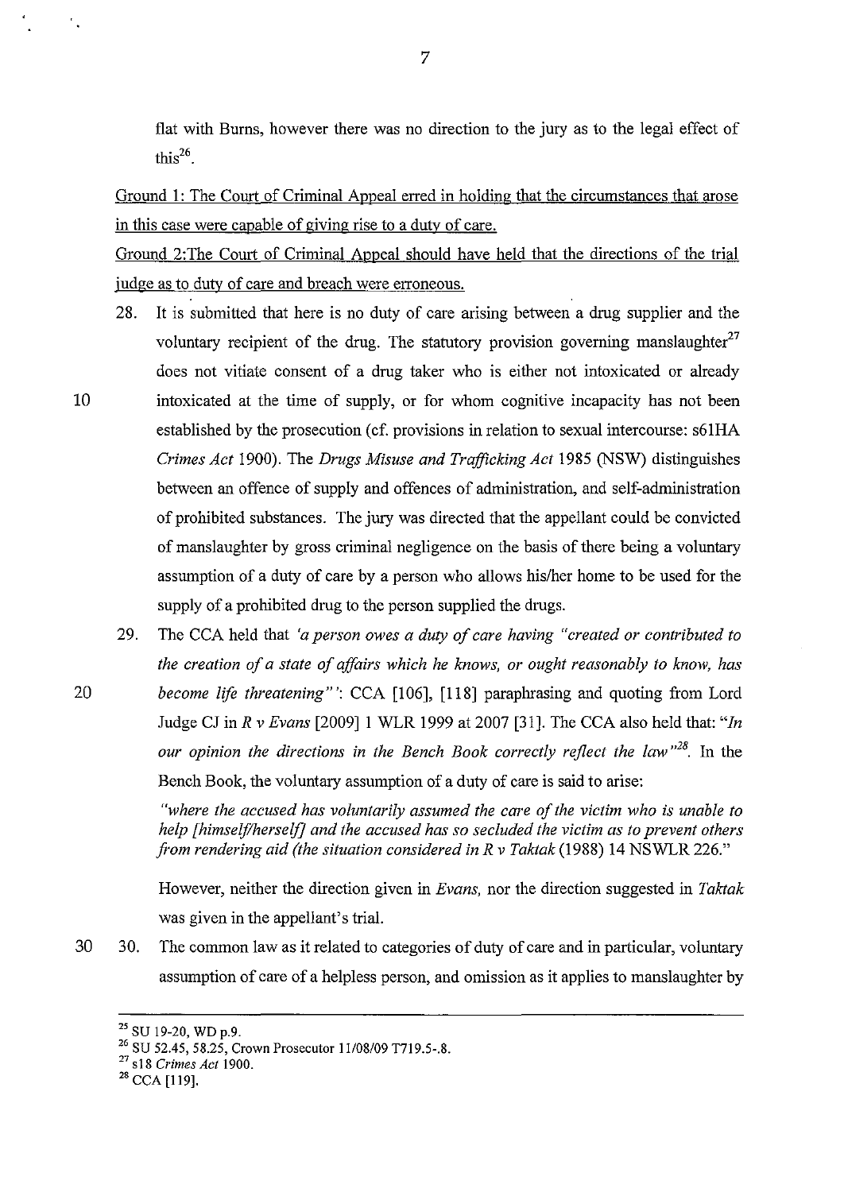flat with Burns, however there was no direction to the jury as to the legal effect of this[26].

Ground 1: The Court of Criminal Appeal erred in holding that the circumstances that arose in this case were capable of giving rise to a duty of care.

Ground 2:The Court of Criminal Appeal should have held that the directions of the trial judge as to duty of care and breach were erroneous.

28. It is submitted that here is no duty of care arising between a drug supplier and the voluntary recipient of the drug. The statutory provision governing manslaughter[27] does not vitiate consent of a drug taker who is either not intoxicated or already intoxicated at the time of supply, or for whom cognitive incapacity has not been established by the prosecution (cf. provisions in relation to sexual intercourse: s61HA *Crimes Act* 1900). The *Drugs Misuse and Trafficking Act* 1985 (NSW) distinguishes between an offence of supply and offences of administration, and self-administration of prohibited substances. The jury was directed that the appellant could be convicted of manslaughter by gross criminal negligence on the basis of there being a voluntary assumption of a duty of care by a person who allows his/her home to be used for the supply of a prohibited drug to the person supplied the drugs.

29. The CCA held that *'a person owes a duty of care having "created or contributed to the creation of a state of affairs which he knows, or ought reasonably to know, has become life threatening"'*: CCA [106], [118] paraphrasing and quoting from Lord Judge CJ in *R v Evans* [2009] 1 WLR 1999 at 2007 [31]. The CCA also held that: *"In our opinion the directions in the Bench Book correctly reflect the law"*[28]. In the Bench Book, the voluntary assumption of a duty of care is said to arise:

   *"where the accused has voluntarily assumed the care of the victim who is unable to help [himself/herself] and the accused has so secluded the victim as to prevent others from rendering aid (the situation considered in R v Taktak* (1988) 14 NSWLR 226."

   However, neither the direction given in *Evans*, nor the direction suggested in *Taktak* was given in the appellant's trial.

30. The common law as it related to categories of duty of care and in particular, voluntary assumption of care of a helpless person, and omission as it applies to manslaughter by

---

[25] SU 19-20, WD p.9.

[26] SU 52.45, 58.25, Crown Prosecutor 11/08/09 T719.5-.8.

[27] s18 *Crimes Act* 1900.

[28] CCA [119].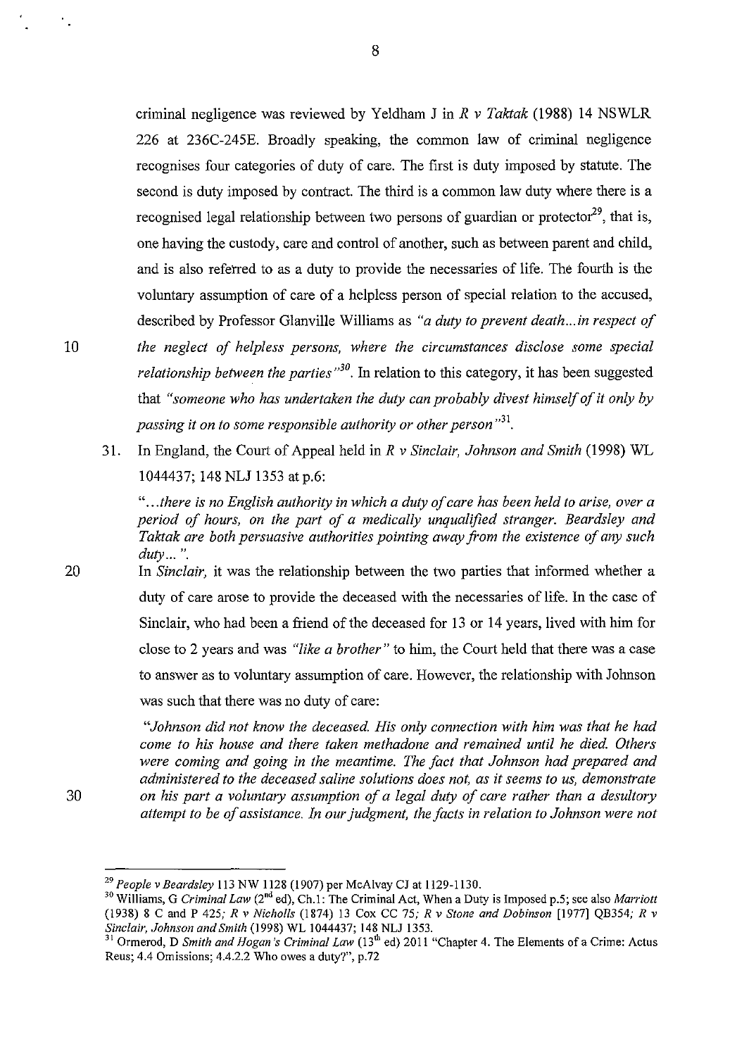criminal negligence was reviewed by Yeldham J in *R v Taktak* (1988) 14 NSWLR 226 at 236C-245E. Broadly speaking, the common law of criminal negligence recognises four categories of duty of care. The first is duty imposed by statute. The second is duty imposed by contract. The third is a common law duty where there is a recognised legal relationship between two persons of guardian or protector[29], that is, one having the custody, care and control of another, such as between parent and child, and is also referred to as a duty to provide the necessaries of life. The fourth is the voluntary assumption of care of a helpless person of special relation to the accused, described by Professor Glanville Williams as *"a duty to prevent death...in respect of the neglect of helpless persons, where the circumstances disclose some special relationship between the parties"*[30]. In relation to this category, it has been suggested that *"someone who has undertaken the duty can probably divest himself of it only by passing it on to some responsible authority or other person"*[31].

31. In England, the Court of Appeal held in *R v Sinclair, Johnson and Smith* (1998) WL 1044437; 148 NLJ 1353 at p.6:

> *"...there is no English authority in which a duty of care has been held to arise, over a period of hours, on the part of a medically unqualified stranger. Beardsley and Taktak are both persuasive authorities pointing away from the existence of any such duty..."*.

In *Sinclair,* it was the relationship between the two parties that informed whether a duty of care arose to provide the deceased with the necessaries of life. In the case of Sinclair, who had been a friend of the deceased for 13 or 14 years, lived with him for close to 2 years and was *"like a brother"* to him, the Court held that there was a case to answer as to voluntary assumption of care. However, the relationship with Johnson was such that there was no duty of care:

> *"Johnson did not know the deceased. His only connection with him was that he had come to his house and there taken methadone and remained until he died. Others were coming and going in the meantime. The fact that Johnson had prepared and administered to the deceased saline solutions does not, as it seems to us, demonstrate on his part a voluntary assumption of a legal duty of care rather than a desultory attempt to be of assistance. In our judgment, the facts in relation to Johnson were not*

---

[29] *People v Beardsley* 113 NW 1128 (1907) per McAlvay CJ at 1129-1130.

[30] Williams, G *Criminal Law* (2nd ed), Ch.1: The Criminal Act, When a Duty is Imposed p.5; see also *Marriott* (1938) 8 C and P 425; *R v Nicholls* (1874) 13 Cox CC 75; *R v Stone and Dobinson* [1977] QB354; *R v Sinclair, Johnson and Smith* (1998) WL 1044437; 148 NLJ 1353.

[31] Ormerod, D *Smith and Hogan's Criminal Law* (13th ed) 2011 "Chapter 4. The Elements of a Crime: Actus Reus; 4.4 Omissions; 4.4.2.2 Who owes a duty?", p.72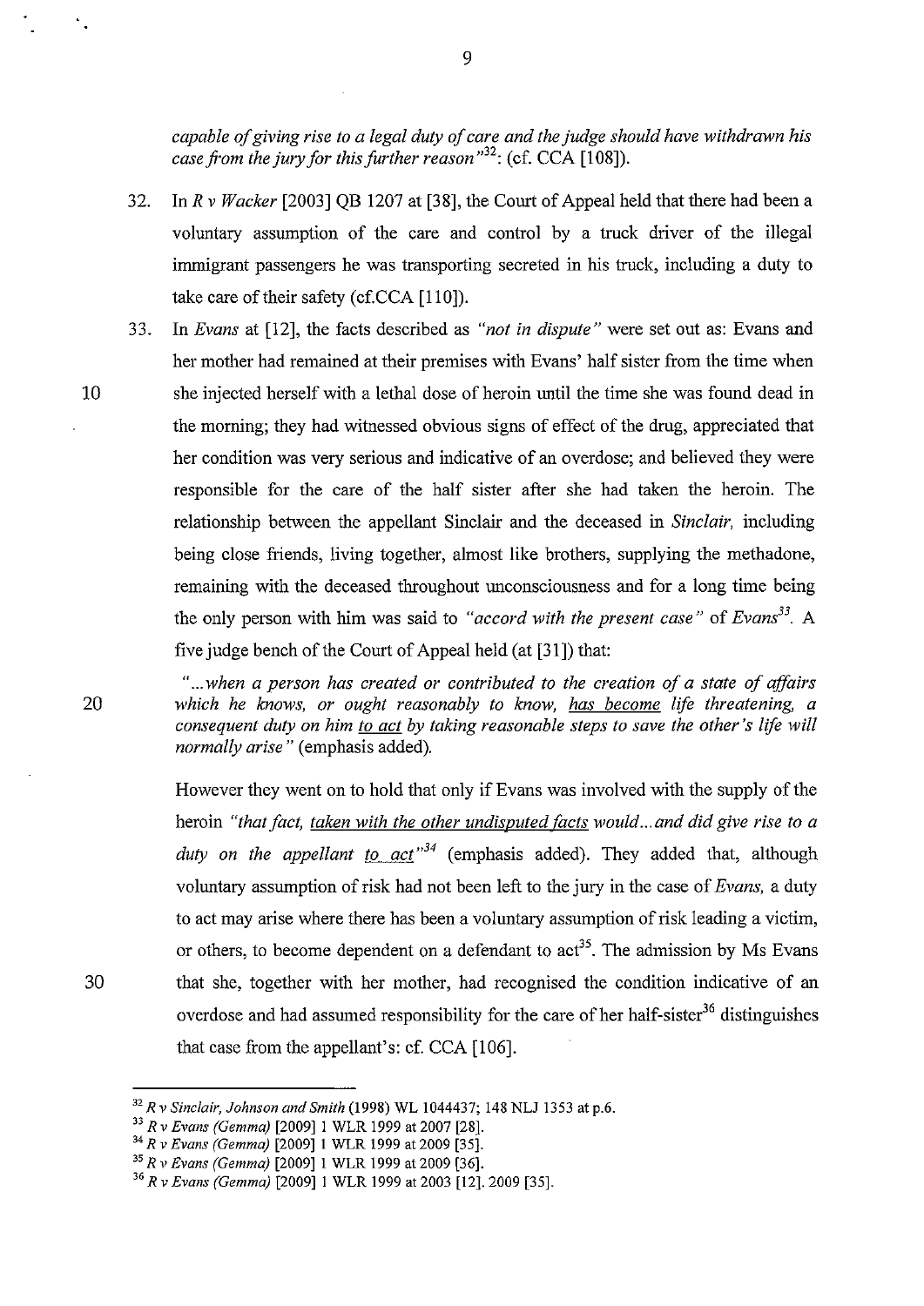*capable of giving rise to a legal duty of care and the judge should have withdrawn his case from the jury for this further reason"*[32]: (cf. CCA [108]).

32. In *R v Wacker* [2003] QB 1207 at [38], the Court of Appeal held that there had been a voluntary assumption of the care and control by a truck driver of the illegal immigrant passengers he was transporting secreted in his truck, including a duty to take care of their safety (cf.CCA [110]).

33. In *Evans* at [12], the facts described as *"not in dispute"* were set out as: Evans and her mother had remained at their premises with Evans' half sister from the time when she injected herself with a lethal dose of heroin until the time she was found dead in the morning; they had witnessed obvious signs of effect of the drug, appreciated that her condition was very serious and indicative of an overdose; and believed they were responsible for the care of the half sister after she had taken the heroin. The relationship between the appellant Sinclair and the deceased in *Sinclair*, including being close friends, living together, almost like brothers, supplying the methadone, remaining with the deceased throughout unconsciousness and for a long time being the only person with him was said to *"accord with the present case"* of *Evans*[33]. A five judge bench of the Court of Appeal held (at [31]) that:

    > *"...when a person has created or contributed to the creation of a state of affairs which he knows, or ought reasonably to know, <u>has become</u> life threatening, a consequent duty on him <u>to act</u> by taking reasonable steps to save the other's life will normally arise"* (emphasis added).

    However they went on to hold that only if Evans was involved with the supply of the heroin *"that fact, <u>taken with the other undisputed facts</u> would...and did give rise to a duty on the appellant <u>to act</u>"*[34] (emphasis added). They added that, although voluntary assumption of risk had not been left to the jury in the case of *Evans*, a duty to act may arise where there has been a voluntary assumption of risk leading a victim, or others, to become dependent on a defendant to act[35]. The admission by Ms Evans that she, together with her mother, had recognised the condition indicative of an overdose and had assumed responsibility for the care of her half-sister[36] distinguishes that case from the appellant's: cf. CCA [106].

---

[32] *R v Sinclair, Johnson and Smith* (1998) WL 1044437; 148 NLJ 1353 at p.6.

[33] *R v Evans (Gemma)* [2009] 1 WLR 1999 at 2007 [28].

[34] *R v Evans (Gemma)* [2009] 1 WLR 1999 at 2009 [35].

[35] *R v Evans (Gemma)* [2009] 1 WLR 1999 at 2009 [36].

[36] *R v Evans (Gemma)* [2009] 1 WLR 1999 at 2003 [12]. 2009 [35].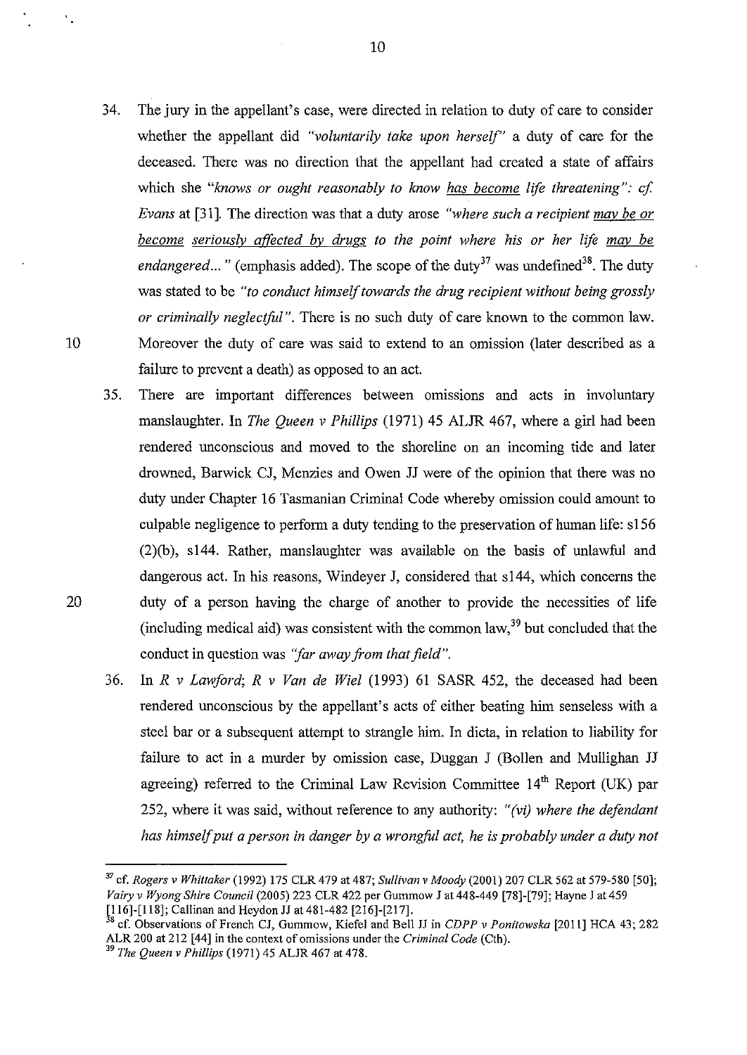34. The jury in the appellant's case, were directed in relation to duty of care to consider whether the appellant did *"voluntarily take upon herself"* a duty of care for the deceased. There was no direction that the appellant had created a state of affairs which she *"knows or ought reasonably to know <u>has become</u> life threatening": cf. Evans* at [31]. The direction was that a duty arose *"where such a recipient <u>may be or become seriously affected by drugs</u> to the point where his or her life <u>may be</u> endangered..."* (emphasis added). The scope of the duty[37] was undefined[38]. The duty was stated to be *"to conduct himself towards the drug recipient without being grossly or criminally neglectful"*. There is no such duty of care known to the common law. Moreover the duty of care was said to extend to an omission (later described as a failure to prevent a death) as opposed to an act.

35. There are important differences between omissions and acts in involuntary manslaughter. In *The Queen v Phillips* (1971) 45 ALJR 467, where a girl had been rendered unconscious and moved to the shoreline on an incoming tide and later drowned, Barwick CJ, Menzies and Owen JJ were of the opinion that there was no duty under Chapter 16 Tasmanian Criminal Code whereby omission could amount to culpable negligence to perform a duty tending to the preservation of human life: s156 (2)(b), s144. Rather, manslaughter was available on the basis of unlawful and dangerous act. In his reasons, Windeyer J, considered that s144, which concerns the duty of a person having the charge of another to provide the necessities of life (including medical aid) was consistent with the common law,[39] but concluded that the conduct in question was *"far away from that field"*.

36. In *R v Lawford; R v Van de Wiel* (1993) 61 SASR 452, the deceased had been rendered unconscious by the appellant's acts of either beating him senseless with a steel bar or a subsequent attempt to strangle him. In dicta, in relation to liability for failure to act in a murder by omission case, Duggan J (Bollen and Mullighan JJ agreeing) referred to the Criminal Law Revision Committee 14th Report (UK) par 252, where it was said, without reference to any authority: *"(vi) where the defendant has himself put a person in danger by a wrongful act, he is probably under a duty not*

---

[37] cf. *Rogers v Whittaker* (1992) 175 CLR 479 at 487; *Sullivan v Moody* (2001) 207 CLR 562 at 579-580 [50]; *Vairy v Wyong Shire Council* (2005) 223 CLR 422 per Gummow J at 448-449 [78]-[79]; Hayne J at 459 [116]-[118]; Callinan and Heydon JJ at 481-482 [216]-[217].

[38] cf. Observations of French CJ, Gummow, Kiefel and Bell JJ in *CDPP v Poniatowska* [2011] HCA 43; 282 ALR 200 at 212 [44] in the context of omissions under the *Criminal Code* (Cth).

[39] *The Queen v Phillips* (1971) 45 ALJR 467 at 478.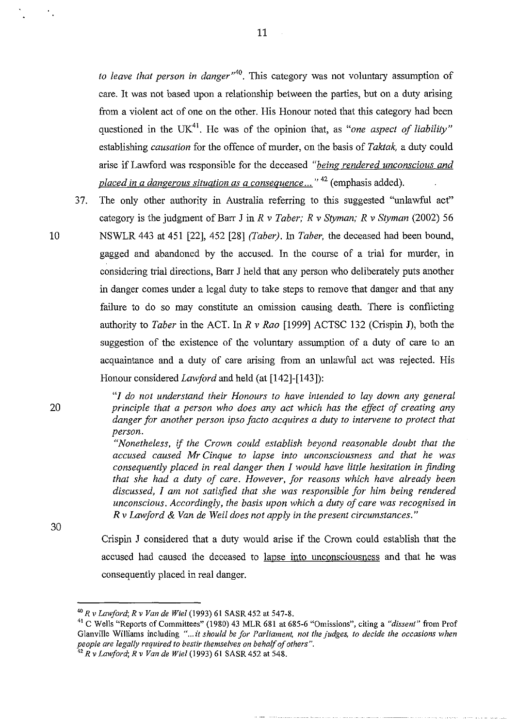*to leave that person in danger"*[40]. This category was not voluntary assumption of care. It was not based upon a relationship between the parties, but on a duty arising from a violent act of one on the other. His Honour noted that this category had been questioned in the UK[41]. He was of the opinion that, as *"one aspect of liability"* establishing *causation* for the offence of murder, on the basis of *Taktak,* a duty could arise if Lawford was responsible for the deceased *"being rendered unconscious and placed in a dangerous situation as a consequence..."* [42] (emphasis added).

37. The only other authority in Australia referring to this suggested "unlawful act" category is the judgment of Barr J in *R v Taber; R v Styman; R v Styman* (2002) 56 NSWLR 443 at 451 [22], 452 [28] *(Taber)*. In *Taber,* the deceased had been bound, gagged and abandoned by the accused. In the course of a trial for murder, in considering trial directions, Barr J held that any person who deliberately puts another in danger comes under a legal duty to take steps to remove that danger and that any failure to do so may constitute an omission causing death. There is conflicting authority to *Taber* in the ACT. In *R v Rao* [1999] ACTSC 132 (Crispin J), both the suggestion of the existence of the voluntary assumption of a duty of care to an acquaintance and a duty of care arising from an unlawful act was rejected. His Honour considered *Lawford* and held (at [142]-[143]):

> *"I do not understand their Honours to have intended to lay down any general principle that a person who does any act which has the effect of creating any danger for another person ipso facto acquires a duty to intervene to protect that person.*
>
> *"Nonetheless, if the Crown could establish beyond reasonable doubt that the accused caused Mr Cinque to lapse into unconsciousness and that he was consequently placed in real danger then I would have little hesitation in finding that she had a duty of care. However, for reasons which have already been discussed, I am not satisfied that she was responsible for him being rendered unconscious. Accordingly, the basis upon which a duty of care was recognised in R v Lawford & Van de Weil does not apply in the present circumstances."*

Crispin J considered that a duty would arise if the Crown could establish that the accused had caused the deceased to lapse into unconsciousness and that he was consequently placed in real danger.

---

[40] *R v Lawford; R v Van de Wiel* (1993) 61 SASR 452 at 547-8.

[41] C Wells "Reports of Committees" (1980) 43 MLR 681 at 685-6 "Omissions", citing a *"dissent"* from Prof Glanville Williams including *"...it should be for Parliament, not the judges, to decide the occasions when people are legally required to bestir themselves on behalf of others".*

[42] *R v Lawford; R v Van de Wiel* (1993) 61 SASR 452 at 548.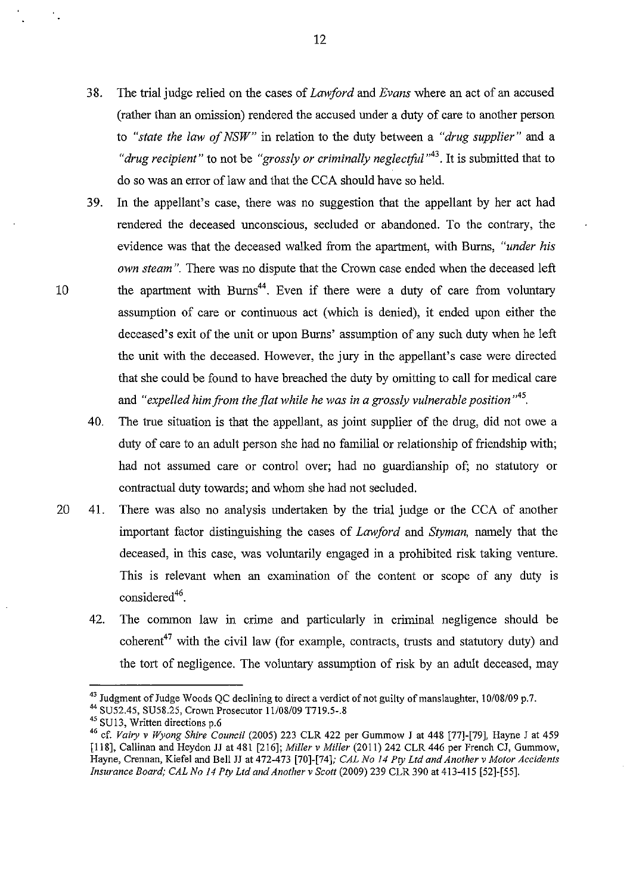38. The trial judge relied on the cases of *Lawford* and *Evans* where an act of an accused (rather than an omission) rendered the accused under a duty of care to another person to *"state the law of NSW"* in relation to the duty between a *"drug supplier"* and a *"drug recipient"* to not be *"grossly or criminally neglectful"*[43]. It is submitted that to do so was an error of law and that the CCA should have so held.

39. In the appellant's case, there was no suggestion that the appellant by her act had rendered the deceased unconscious, secluded or abandoned. To the contrary, the evidence was that the deceased walked from the apartment, with Burns, *"under his own steam"*. There was no dispute that the Crown case ended when the deceased left the apartment with Burns[44]. Even if there were a duty of care from voluntary assumption of care or continuous act (which is denied), it ended upon either the deceased's exit of the unit or upon Burns' assumption of any such duty when he left the unit with the deceased. However, the jury in the appellant's case were directed that she could be found to have breached the duty by omitting to call for medical care and *"expelled him from the flat while he was in a grossly vulnerable position"*[45].

40. The true situation is that the appellant, as joint supplier of the drug, did not owe a duty of care to an adult person she had no familial or relationship of friendship with; had not assumed care or control over; had no guardianship of; no statutory or contractual duty towards; and whom she had not secluded.

41. There was also no analysis undertaken by the trial judge or the CCA of another important factor distinguishing the cases of *Lawford* and *Styman*, namely that the deceased, in this case, was voluntarily engaged in a prohibited risk taking venture. This is relevant when an examination of the content or scope of any duty is considered[46].

42. The common law in crime and particularly in criminal negligence should be coherent[47] with the civil law (for example, contracts, trusts and statutory duty) and the tort of negligence. The voluntary assumption of risk by an adult deceased, may

---

[43] Judgment of Judge Woods QC declining to direct a verdict of not guilty of manslaughter, 10/08/09 p.7.

[44] SU52.45, SU58.25, Crown Prosecutor 11/08/09 T719.5-.8

[45] SU13, Written directions p.6

[46] cf. *Vairy v Wyong Shire Council* (2005) 223 CLR 422 per Gummow J at 448 [77]-[79], Hayne J at 459 [118], Callinan and Heydon JJ at 481 [216]; *Miller v Miller* (2011) 242 CLR 446 per French CJ, Gummow, Hayne, Crennan, Kiefel and Bell JJ at 472-473 [70]-[74]; *CAL No 14 Pty Ltd and Another v Motor Accidents Insurance Board; CAL No 14 Pty Ltd and Another v Scott* (2009) 239 CLR 390 at 413-415 [52]-[55].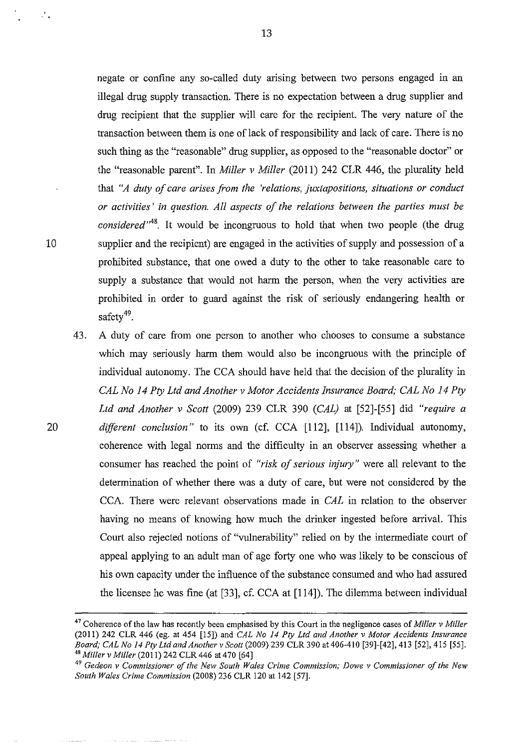negate or confine any so-called duty arising between two persons engaged in an illegal drug supply transaction. There is no expectation between a drug supplier and drug recipient that the supplier will care for the recipient. The very nature of the transaction between them is one of lack of responsibility and lack of care. There is no such thing as the "reasonable" drug supplier, as opposed to the "reasonable doctor" or the "reasonable parent". In *Miller v Miller* (2011) 242 CLR 446, the plurality held that *"A duty of care arises from the 'relations, juxtapositions, situations or conduct or activities' in question. All aspects of the relations between the parties must be considered"*[48]. It would be incongruous to hold that when two people (the drug supplier and the recipient) are engaged in the activities of supply and possession of a prohibited substance, that one owed a duty to the other to take reasonable care to supply a substance that would not harm the person, when the very activities are prohibited in order to guard against the risk of seriously endangering health or safety[49].

43. A duty of care from one person to another who chooses to consume a substance which may seriously harm them would also be incongruous with the principle of individual autonomy. The CCA should have held that the decision of the plurality in *CAL No 14 Pty Ltd and Another v Motor Accidents Insurance Board; CAL No 14 Pty Ltd and Another v Scott* (2009) 239 CLR 390 (*CAL*) at [52]-[55] did *"require a different conclusion"* to its own (cf. CCA [112], [114]). Individual autonomy, coherence with legal norms and the difficulty in an observer assessing whether a consumer has reached the point of *"risk of serious injury"* were all relevant to the determination of whether there was a duty of care, but were not considered by the CCA. There were relevant observations made in *CAL* in relation to the observer having no means of knowing how much the drinker ingested before arrival. This Court also rejected notions of "vulnerability" relied on by the intermediate court of appeal applying to an adult man of age forty one who was likely to be conscious of his own capacity under the influence of the substance consumed and who had assured the licensee he was fine (at [33], cf. CCA at [114]). The dilemma between individual

---

[47] Coherence of the law has recently been emphasised by this Court in the negligence cases of *Miller v Miller* (2011) 242 CLR 446 (eg. at 454 [15]) and *CAL No 14 Pty Ltd and Another v Motor Accidents Insurance Board; CAL No 14 Pty Ltd and Another v Scott* (2009) 239 CLR 390 at 406-410 [39]-[42], 413 [52], 415 [55].

[48] *Miller v Miller* (2011) 242 CLR 446 at 470 [64]

[49] *Gedeon v Commissioner of the New South Wales Crime Commission; Dowe v Commissioner of the New South Wales Crime Commission* (2008) 236 CLR 120 at 142 [57].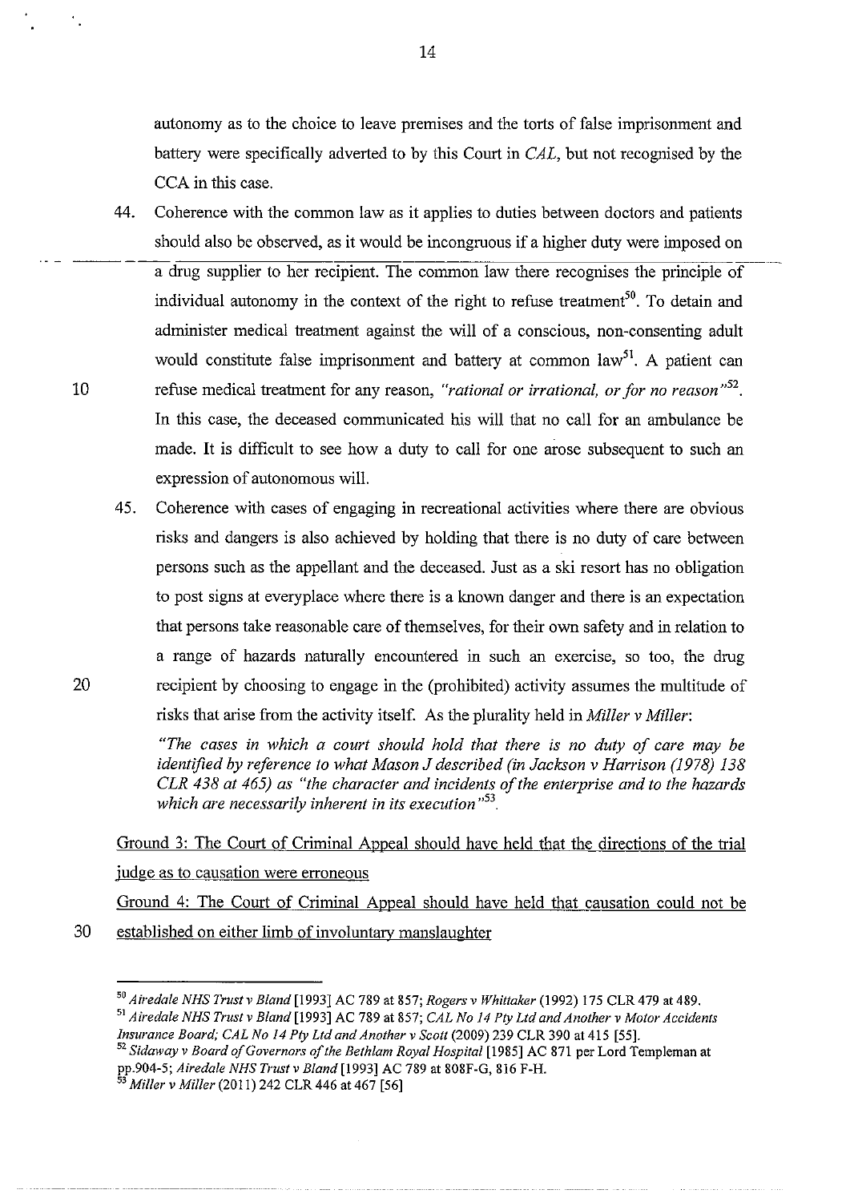autonomy as to the choice to leave premises and the torts of false imprisonment and battery were specifically adverted to by this Court in *CAL*, but not recognised by the CCA in this case.

44. Coherence with the common law as it applies to duties between doctors and patients should also be observed, as it would be incongruous if a higher duty were imposed on a drug supplier to her recipient. The common law there recognises the principle of individual autonomy in the context of the right to refuse treatment[50]. To detain and administer medical treatment against the will of a conscious, non-consenting adult would constitute false imprisonment and battery at common law[51]. A patient can refuse medical treatment for any reason, *"rational or irrational, or for no reason"*[52]. In this case, the deceased communicated his will that no call for an ambulance be made. It is difficult to see how a duty to call for one arose subsequent to such an expression of autonomous will.

45. Coherence with cases of engaging in recreational activities where there are obvious risks and dangers is also achieved by holding that there is no duty of care between persons such as the appellant and the deceased. Just as a ski resort has no obligation to post signs at everyplace where there is a known danger and there is an expectation that persons take reasonable care of themselves, for their own safety and in relation to a range of hazards naturally encountered in such an exercise, so too, the drug recipient by choosing to engage in the (prohibited) activity assumes the multitude of risks that arise from the activity itself. As the plurality held in *Miller v Miller*:

> *"The cases in which a court should hold that there is no duty of care may be identified by reference to what Mason J described (in Jackson v Harrison (1978) 138 CLR 438 at 465) as "the character and incidents of the enterprise and to the hazards which are necessarily inherent in its execution"*[53].

<u>Ground 3: The Court of Criminal Appeal should have held that the directions of the trial judge as to causation were erroneous</u>

<u>Ground 4: The Court of Criminal Appeal should have held that causation could not be established on either limb of involuntary manslaughter</u>

---

[50] *Airedale NHS Trust v Bland* [1993] AC 789 at 857; *Rogers v Whittaker* (1992) 175 CLR 479 at 489.

[51] *Airedale NHS Trust v Bland* [1993] AC 789 at 857; *CAL No 14 Pty Ltd and Another v Motor Accidents Insurance Board; CAL No 14 Pty Ltd and Another v Scott* (2009) 239 CLR 390 at 415 [55].

[52] *Sidaway v Board of Governors of the Bethlam Royal Hospital* [1985] AC 871 per Lord Templeman at pp.904-5; *Airedale NHS Trust v Bland* [1993] AC 789 at 808F-G, 816 F-H.

[53] *Miller v Miller* (2011) 242 CLR 446 at 467 [56]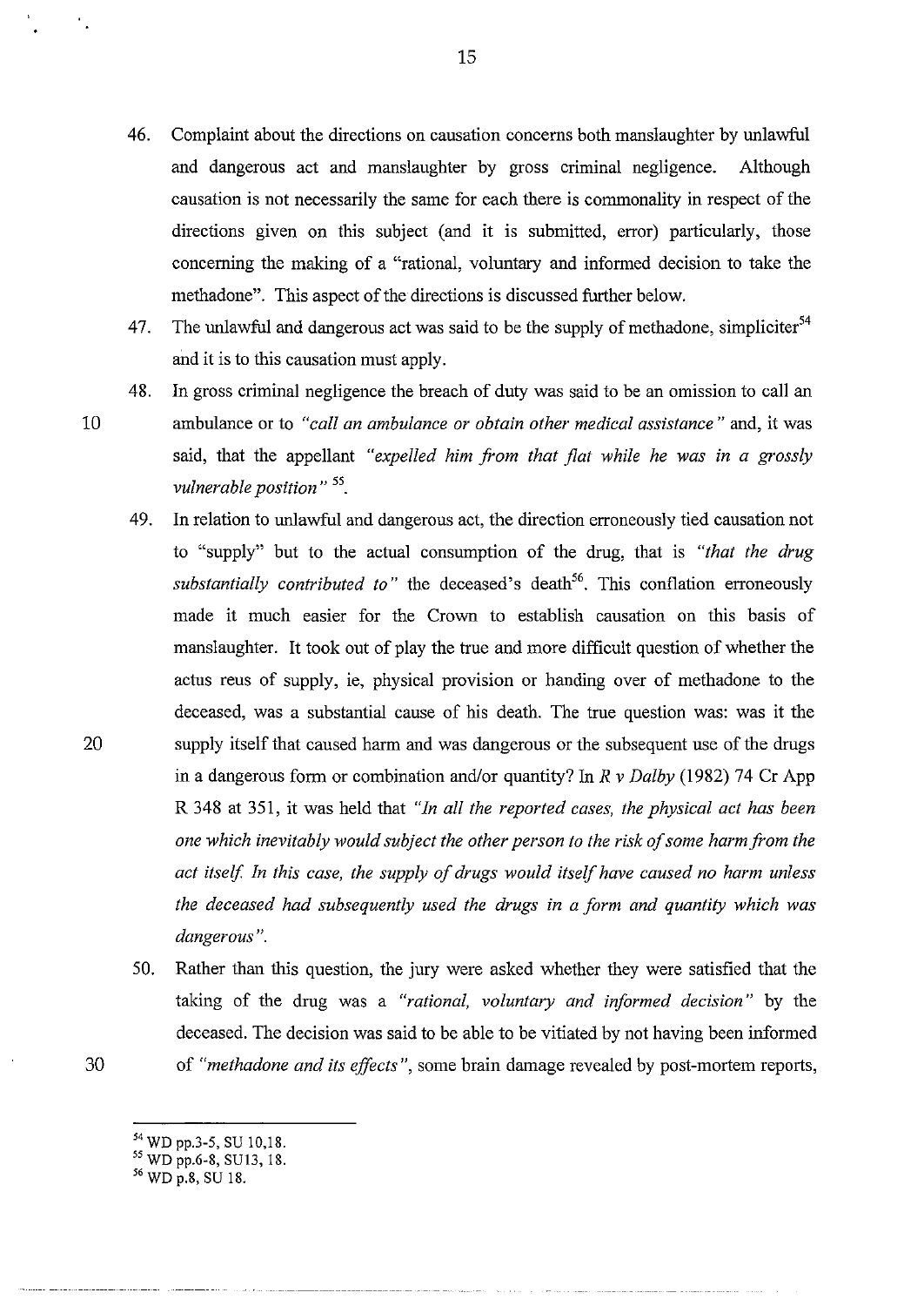46. Complaint about the directions on causation concerns both manslaughter by unlawful and dangerous act and manslaughter by gross criminal negligence. Although causation is not necessarily the same for each there is commonality in respect of the directions given on this subject (and it is submitted, error) particularly, those concerning the making of a "rational, voluntary and informed decision to take the methadone". This aspect of the directions is discussed further below.

47. The unlawful and dangerous act was said to be the supply of methadone, simpliciter[54] and it is to this causation must apply.

48. In gross criminal negligence the breach of duty was said to be an omission to call an ambulance or to *"call an ambulance or obtain other medical assistance"* and, it was said, that the appellant *"expelled him from that flat while he was in a grossly vulnerable position"* [55].

49. In relation to unlawful and dangerous act, the direction erroneously tied causation not to "supply" but to the actual consumption of the drug, that is *"that the drug substantially contributed to"* the deceased's death[56]. This conflation erroneously made it much easier for the Crown to establish causation on this basis of manslaughter. It took out of play the true and more difficult question of whether the actus reus of supply, ie, physical provision or handing over of methadone to the deceased, was a substantial cause of his death. The true question was: was it the supply itself that caused harm and was dangerous or the subsequent use of the drugs in a dangerous form or combination and/or quantity? In *R v Dalby* (1982) 74 Cr App R 348 at 351, it was held that *"In all the reported cases, the physical act has been one which inevitably would subject the other person to the risk of some harm from the act itself. In this case, the supply of drugs would itself have caused no harm unless the deceased had subsequently used the drugs in a form and quantity which was dangerous"*.

50. Rather than this question, the jury were asked whether they were satisfied that the taking of the drug was a *"rational, voluntary and informed decision"* by the deceased. The decision was said to be able to be vitiated by not having been informed of *"methadone and its effects"*, some brain damage revealed by post-mortem reports,

---

[54] WD pp.3-5, SU 10,18.

[55] WD pp.6-8, SU13, 18.

[56] WD p.8, SU 18.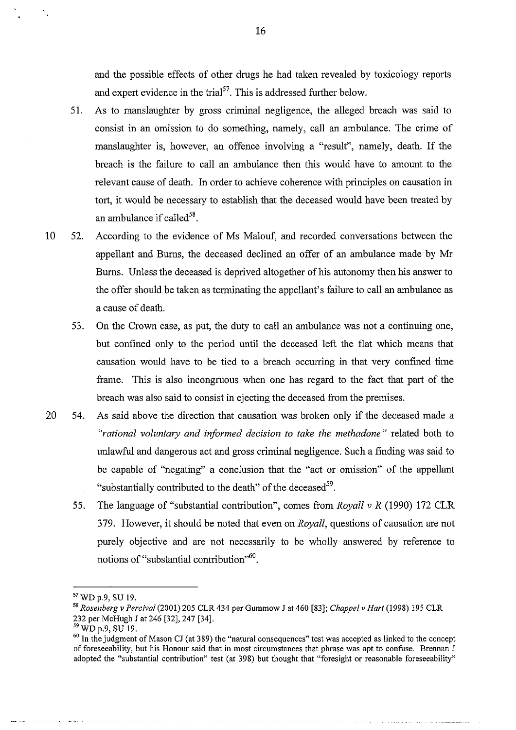and the possible effects of other drugs he had taken revealed by toxicology reports and expert evidence in the trial[57]. This is addressed further below.

51. As to manslaughter by gross criminal negligence, the alleged breach was said to consist in an omission to do something, namely, call an ambulance. The crime of manslaughter is, however, an offence involving a "result", namely, death. If the breach is the failure to call an ambulance then this would have to amount to the relevant cause of death. In order to achieve coherence with principles on causation in tort, it would be necessary to establish that the deceased would have been treated by an ambulance if called[58].

52. According to the evidence of Ms Malouf, and recorded conversations between the appellant and Burns, the deceased declined an offer of an ambulance made by Mr Burns. Unless the deceased is deprived altogether of his autonomy then his answer to the offer should be taken as terminating the appellant's failure to call an ambulance as a cause of death.

53. On the Crown case, as put, the duty to call an ambulance was not a continuing one, but confined only to the period until the deceased left the flat which means that causation would have to be tied to a breach occurring in that very confined time frame. This is also incongruous when one has regard to the fact that part of the breach was also said to consist in ejecting the deceased from the premises.

54. As said above the direction that causation was broken only if the deceased made a *"rational voluntary and informed decision to take the methadone"* related both to unlawful and dangerous act and gross criminal negligence. Such a finding was said to be capable of "negating" a conclusion that the "act or omission" of the appellant "substantially contributed to the death" of the deceased[59].

55. The language of "substantial contribution", comes from *Royall v R* (1990) 172 CLR 379. However, it should be noted that even on *Royall*, questions of causation are not purely objective and are not necessarily to be wholly answered by reference to notions of "substantial contribution"[60].

---

[57] WD p.9, SU 19.

[58] *Rosenberg v Percival* (2001) 205 CLR 434 per Gummow J at 460 [83]; *Chappel v Hart* (1998) 195 CLR 232 per McHugh J at 246 [32], 247 [34].

[59] WD p.9, SU 19.

[60] In the judgment of Mason CJ (at 389) the "natural consequences" test was accepted as linked to the concept of foreseeability, but his Honour said that in most circumstances that phrase was apt to confuse. Brennan J adopted the "substantial contribution" test (at 398) but thought that "foresight or reasonable foreseeability"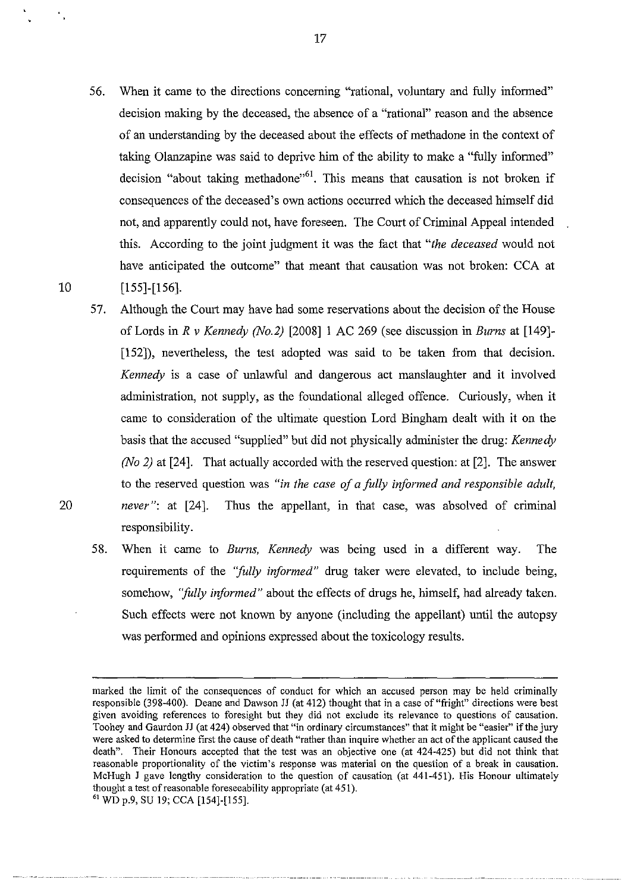56. When it came to the directions concerning "rational, voluntary and fully informed" decision making by the deceased, the absence of a "rational" reason and the absence of an understanding by the deceased about the effects of methadone in the context of taking Olanzapine was said to deprive him of the ability to make a "fully informed" decision "about taking methadone"[61]. This means that causation is not broken if consequences of the deceased's own actions occurred which the deceased himself did not, and apparently could not, have foreseen. The Court of Criminal Appeal intended this. According to the joint judgment it was the fact that "*the deceased* would not have anticipated the outcome" that meant that causation was not broken: CCA at [155]-[156].

57. Although the Court may have had some reservations about the decision of the House of Lords in *R v Kennedy (No.2)* [2008] 1 AC 269 (see discussion in *Burns* at [149]-[152]), nevertheless, the test adopted was said to be taken from that decision. *Kennedy* is a case of unlawful and dangerous act manslaughter and it involved administration, not supply, as the foundational alleged offence. Curiously, when it came to consideration of the ultimate question Lord Bingham dealt with it on the basis that the accused "supplied" but did not physically administer the drug: *Kennedy (No 2)* at [24]. That actually accorded with the reserved question: at [2]. The answer to the reserved question was *"in the case of a fully informed and responsible adult, never"*: at [24]. Thus the appellant, in that case, was absolved of criminal responsibility.

58. When it came to *Burns*, *Kennedy* was being used in a different way. The requirements of the *"fully informed"* drug taker were elevated, to include being, somehow, *"fully informed"* about the effects of drugs he, himself, had already taken. Such effects were not known by anyone (including the appellant) until the autopsy was performed and opinions expressed about the toxicology results.

---

marked the limit of the consequences of conduct for which an accused person may be held criminally responsible (398-400). Deane and Dawson JJ (at 412) thought that in a case of "fright" directions were best given avoiding references to foresight but they did not exclude its relevance to questions of causation. Toohey and Gaurdon JJ (at 424) observed that "in ordinary circumstances" that it might be "easier" if the jury were asked to determine first the cause of death "rather than inquire whether an act of the applicant caused the death". Their Honours accepted that the test was an objective one (at 424-425) but did not think that reasonable proportionality of the victim's response was material on the question of a break in causation. McHugh J gave lengthy consideration to the question of causation (at 441-451). His Honour ultimately thought a test of reasonable foreseeability appropriate (at 451).

[61] WD p.9, SU 19; CCA [154]-[155].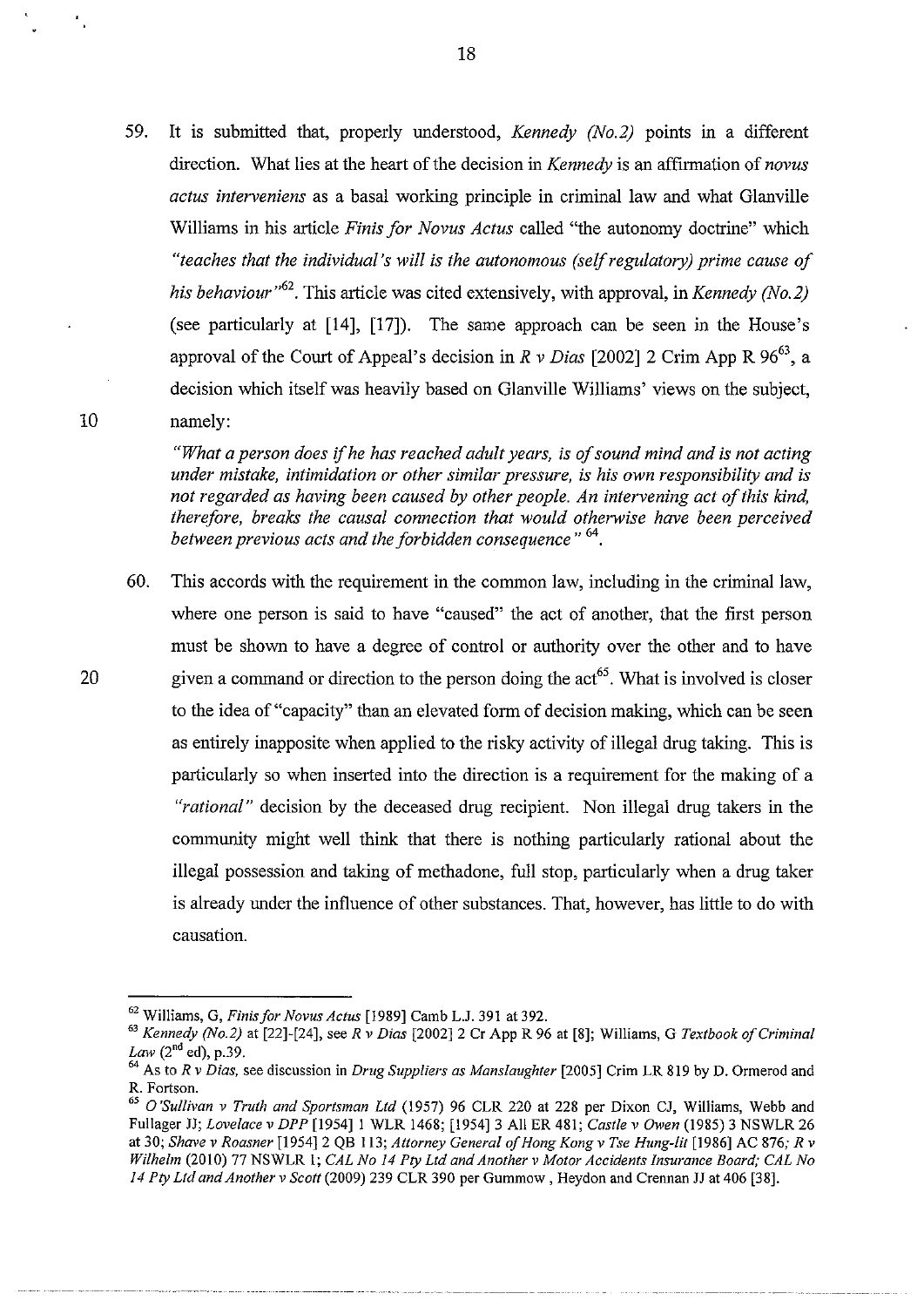59. It is submitted that, properly understood, *Kennedy (No.2)* points in a different direction. What lies at the heart of the decision in *Kennedy* is an affirmation of *novus actus interveniens* as a basal working principle in criminal law and what Glanville Williams in his article *Finis for Novus Actus* called "the autonomy doctrine" which *"teaches that the individual's will is the autonomous (self regulatory) prime cause of his behaviour"*[62]. This article was cited extensively, with approval, in *Kennedy (No.2)* (see particularly at [14], [17]). The same approach can be seen in the House's approval of the Court of Appeal's decision in *R v Dias* [2002] 2 Crim App R 96[63], a decision which itself was heavily based on Glanville Williams' views on the subject, namely:

> *"What a person does if he has reached adult years, is of sound mind and is not acting under mistake, intimidation or other similar pressure, is his own responsibility and is not regarded as having been caused by other people. An intervening act of this kind, therefore, breaks the causal connection that would otherwise have been perceived between previous acts and the forbidden consequence"* [64].

60. This accords with the requirement in the common law, including in the criminal law, where one person is said to have "caused" the act of another, that the first person must be shown to have a degree of control or authority over the other and to have given a command or direction to the person doing the act[65]. What is involved is closer to the idea of "capacity" than an elevated form of decision making, which can be seen as entirely inapposite when applied to the risky activity of illegal drug taking. This is particularly so when inserted into the direction is a requirement for the making of a *"rational"* decision by the deceased drug recipient. Non illegal drug takers in the community might well think that there is nothing particularly rational about the illegal possession and taking of methadone, full stop, particularly when a drug taker is already under the influence of other substances. That, however, has little to do with causation.

---

[62] Williams, G, *Finis for Novus Actus* [1989] Camb L.J. 391 at 392.

[63] *Kennedy (No.2)* at [22]-[24], see *R v Dias* [2002] 2 Cr App R 96 at [8]; Williams, G *Textbook of Criminal Law* (2nd ed), p.39.

[64] As to *R v Dias*, see discussion in *Drug Suppliers as Manslaughter* [2005] Crim LR 819 by D. Ormerod and R. Fortson.

[65] *O'Sullivan v Truth and Sportsman Ltd* (1957) 96 CLR 220 at 228 per Dixon CJ, Williams, Webb and Fullager JJ; *Lovelace v DPP* [1954] 1 WLR 1468; [1954] 3 All ER 481; *Castle v Owen* (1985) 3 NSWLR 26 at 30; *Shave v Roasner* [1954] 2 QB 113; *Attorney General of Hong Kong v Tse Hung-lit* [1986] AC 876; *R v Wilhelm* (2010) 77 NSWLR 1; *CAL No 14 Pty Ltd and Another v Motor Accidents Insurance Board; CAL No 14 Pty Ltd and Another v Scott* (2009) 239 CLR 390 per Gummow, Heydon and Crennan JJ at 406 [38].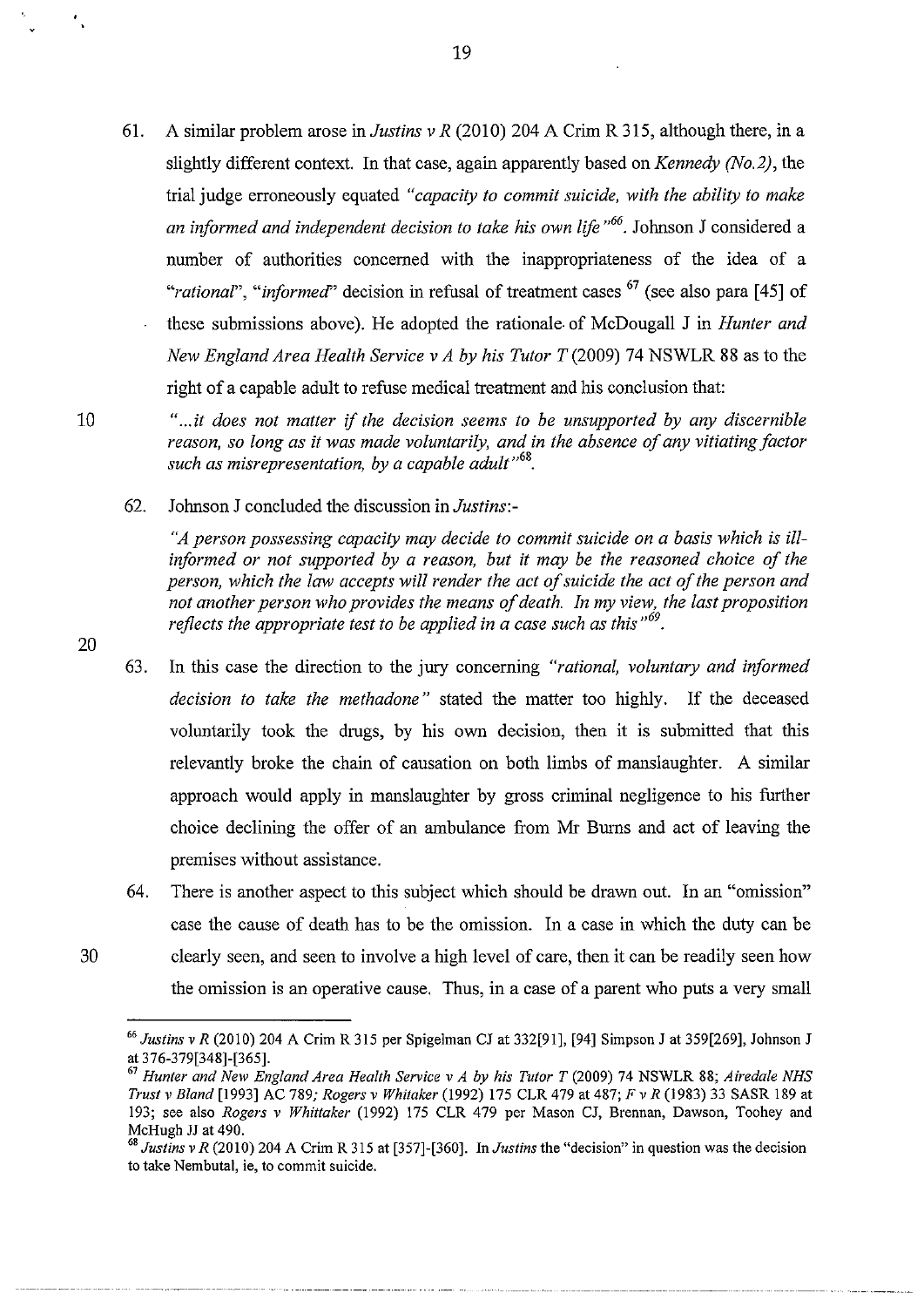61. A similar problem arose in *Justins v R* (2010) 204 A Crim R 315, although there, in a slightly different context. In that case, again apparently based on *Kennedy (No.2)*, the trial judge erroneously equated *"capacity to commit suicide, with the ability to make an informed and independent decision to take his own life"*[66]. Johnson J considered a number of authorities concerned with the inappropriateness of the idea of a *"rational"*, *"informed"* decision in refusal of treatment cases [67] (see also para [45] of these submissions above). He adopted the rationale of McDougall J in *Hunter and New England Area Health Service v A by his Tutor T* (2009) 74 NSWLR 88 as to the right of a capable adult to refuse medical treatment and his conclusion that:

> *"...it does not matter if the decision seems to be unsupported by any discernible reason, so long as it was made voluntarily, and in the absence of any vitiating factor such as misrepresentation, by a capable adult"*[68].

62. Johnson J concluded the discussion in *Justins*:-

> *"A person possessing capacity may decide to commit suicide on a basis which is ill-informed or not supported by a reason, but it may be the reasoned choice of the person, which the law accepts will render the act of suicide the act of the person and not another person who provides the means of death. In my view, the last proposition reflects the appropriate test to be applied in a case such as this"*[69].

63. In this case the direction to the jury concerning *"rational, voluntary and informed decision to take the methadone"* stated the matter too highly. If the deceased voluntarily took the drugs, by his own decision, then it is submitted that this relevantly broke the chain of causation on both limbs of manslaughter. A similar approach would apply in manslaughter by gross criminal negligence to his further choice declining the offer of an ambulance from Mr Burns and act of leaving the premises without assistance.

64. There is another aspect to this subject which should be drawn out. In an "omission" case the cause of death has to be the omission. In a case in which the duty can be clearly seen, and seen to involve a high level of care, then it can be readily seen how the omission is an operative cause. Thus, in a case of a parent who puts a very small

---

[66] *Justins v R* (2010) 204 A Crim R 315 per Spigelman CJ at 332[91], [94] Simpson J at 359[269], Johnson J at 376-379[348]-[365].

[67] *Hunter and New England Area Health Service v A by his Tutor T* (2009) 74 NSWLR 88; *Airedale NHS Trust v Bland* [1993] AC 789; *Rogers v Whitaker* (1992) 175 CLR 479 at 487; *F v R* (1983) 33 SASR 189 at 193; see also *Rogers v Whittaker* (1992) 175 CLR 479 per Mason CJ, Brennan, Dawson, Toohey and McHugh JJ at 490.

[68] *Justins v R* (2010) 204 A Crim R 315 at [357]-[360]. In *Justins* the "decision" in question was the decision to take Nembutal, ie, to commit suicide.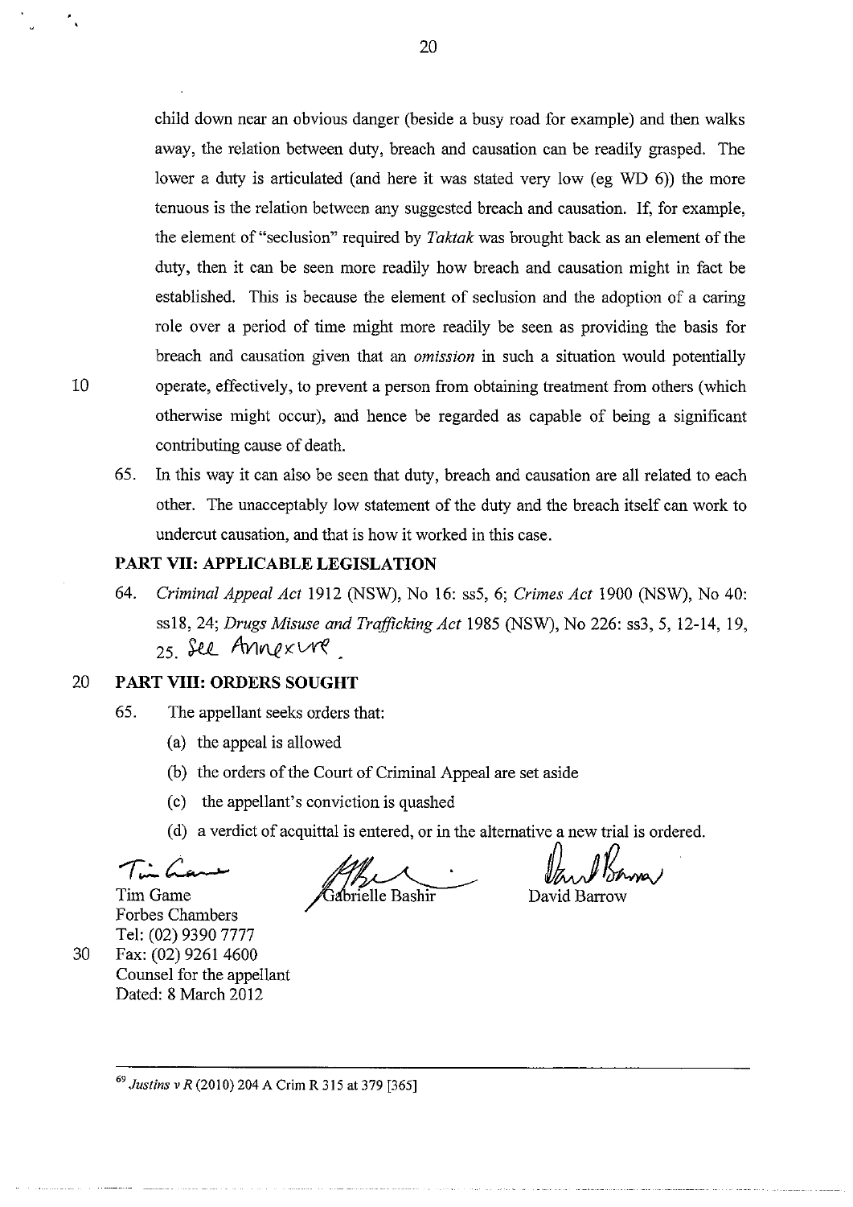child down near an obvious danger (beside a busy road for example) and then walks away, the relation between duty, breach and causation can be readily grasped. The lower a duty is articulated (and here it was stated very low (eg WD 6)) the more tenuous is the relation between any suggested breach and causation. If, for example, the element of "seclusion" required by *Taktak* was brought back as an element of the duty, then it can be seen more readily how breach and causation might in fact be established. This is because the element of seclusion and the adoption of a caring role over a period of time might more readily be seen as providing the basis for breach and causation given that an *omission* in such a situation would potentially operate, effectively, to prevent a person from obtaining treatment from others (which otherwise might occur), and hence be regarded as capable of being a significant contributing cause of death.

65. In this way it can also be seen that duty, breach and causation are all related to each other. The unacceptably low statement of the duty and the breach itself can work to undercut causation, and that is how it worked in this case.

## PART VII: APPLICABLE LEGISLATION

64. *Criminal Appeal Act* 1912 (NSW), No 16: ss5, 6; *Crimes Act* 1900 (NSW), No 40: ss18, 24; *Drugs Misuse and Trafficking Act* 1985 (NSW), No 226: ss3, 5, 12-14, 19, 25. See Annexure.

## PART VIII: ORDERS SOUGHT

65. The appellant seeks orders that:

   (a) the appeal is allowed

   (b) the orders of the Court of Criminal Appeal are set aside

   (c) the appellant's conviction is quashed

   (d) a verdict of acquittal is entered, or in the alternative a new trial is ordered.

Tim Game
Forbes Chambers
Tel: (02) 9390 7777
Fax: (02) 9261 4600
Counsel for the appellant
Dated: 8 March 2012

Gabrielle Bashir

David Barrow

---

[69] *Justins v R* (2010) 204 A Crim R 315 at 379 [365]